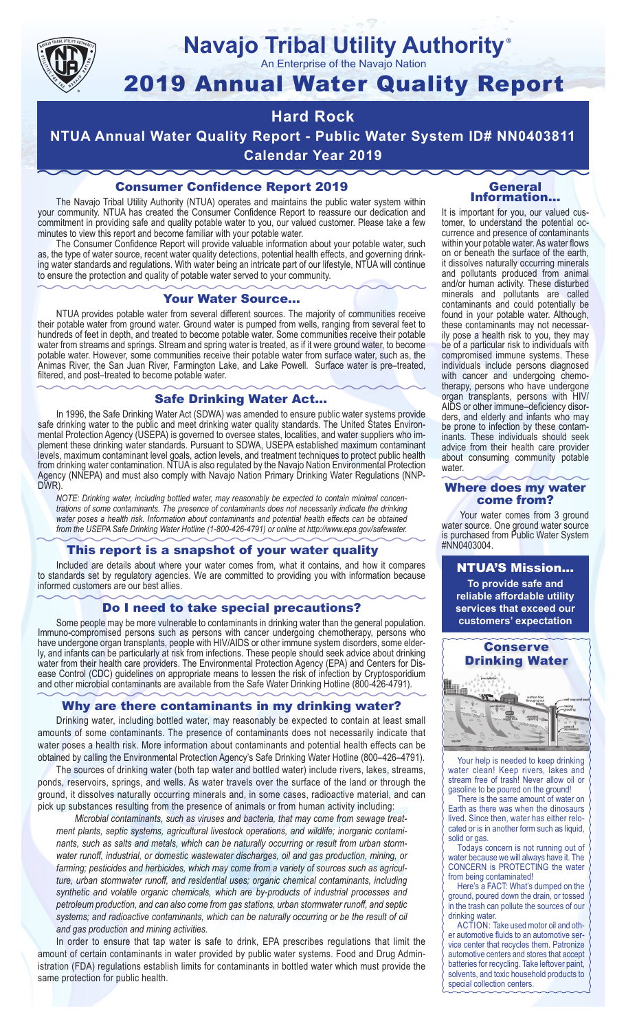# Navajo Tribal Utility Authority®

An Enterprise of the Navajo Nation

# 2019 Annual Water Quality Report

## Hard Rock

## NTUA Annual Water Quality Report - Public Water System ID# NN0403811

## Calendar Year 2019

### Consumer Confidence Report 2019

The Navajo Tribal Utility Authority (NTUA) operates and maintains the public water system within your community. NTUA has created the Consumer Confidence Report to reassure our dedication and commitment in providing safe and quality potable water to you, our valued customer. Please take a few minutes to view this report and become familiar with your potable water.

The Consumer Confidence Report will provide valuable information about your potable water, such as, the type of water source, recent water quality detections, potential health effects, and governing drinking water standards and regulations. With water being an intricate part of our lifestyle, NTUA will continue to ensure the protection and quality of potable water served to your community.

### Your Water Source…

NTUA provides potable water from several different sources. The majority of communities receive their potable water from ground water. Ground water is pumped from wells, ranging from several feet to hundreds of feet in depth, and treated to become potable water. Some communities receive their potable water from streams and springs. Stream and spring water is treated, as if it were ground water, to become potable water. However, some communities receive their potable water from surface water, such as, the Animas River, the San Juan River, Farmington Lake, and Lake Powell. Surface water is pre–treated, filtered, and post–treated to become potable water.

### Safe Drinking Water Act…

In 1996, the Safe Drinking Water Act (SDWA) was amended to ensure public water systems provide safe drinking water to the public and meet drinking water quality standards. The United States Environmental Protection Agency (USEPA) is governed to oversee states, localities, and water suppliers who implement these drinking water standards. Pursuant to SDWA, USEPA established maximum contaminant levels, maximum contaminant level goals, action levels, and treatment techniques to protect public health from drinking water contamination. NTUA is also regulated by the Navajo Nation Environmental Protection Agency (NNEPA) and must also comply with Navajo Nation Primary Drinking Water Regulations (NNPDWR).

*NOTE: Drinking water, including bottled water, may reasonably be expected to contain minimal concentrations of some contaminants. The presence of contaminants does not necessarily indicate the drinking water poses a health risk. Information about contaminants and potential health effects can be obtained from the USEPA Safe Drinking Water Hotline (1-800-426-4791) or online at http://www.epa.gov/safewater.*

### This report is a snapshot of your water quality

Included are details about where your water comes from, what it contains, and how it compares to standards set by regulatory agencies. We are committed to providing you with information because informed customers are our best allies.

### Do I need to take special precautions?

Some people may be more vulnerable to contaminants in drinking water than the general population. Immuno-compromised persons such as persons with cancer undergoing chemotherapy, persons who have undergone organ transplants, people with HIV/AIDS or other immune system disorders, some elderly, and infants can be particularly at risk from infections. These people should seek advice about drinking water from their health care providers. The Environmental Protection Agency (EPA) and Centers for Disease Control (CDC) guidelines on appropriate means to lessen the risk of infection by Cryptosporidium and other microbial contaminants are available from the Safe Water Drinking Hotline (800-426-4791).

### Why are there contaminants in my drinking water?

Drinking water, including bottled water, may reasonably be expected to contain at least small amounts of some contaminants. The presence of contaminants does not necessarily indicate that water poses a health risk. More information about contaminants and potential health effects can be obtained by calling the Environmental Protection Agency's Safe Drinking Water Hotline (800–426–4791).

The sources of drinking water (both tap water and bottled water) include rivers, lakes, streams, ponds, reservoirs, springs, and wells. As water travels over the surface of the land or through the ground, it dissolves naturally occurring minerals and, in some cases, radioactive material, and can pick up substances resulting from the presence of animals or from human activity including:

*Microbial contaminants, such as viruses and bacteria, that may come from sewage treatment plants, septic systems, agricultural livestock operations, and wildlife; inorganic contaminants, such as salts and metals, which can be naturally occurring or result from urban stormwater runoff, industrial, or domestic wastewater discharges, oil and gas production, mining, or farming; pesticides and herbicides, which may come from a variety of sources such as agriculture, urban stormwater runoff, and residential uses; organic chemical contaminants, including synthetic and volatile organic chemicals, which are by-products of industrial processes and petroleum production, and can also come from gas stations, urban stormwater runoff, and septic systems; and radioactive contaminants, which can be naturally occurring or be the result of oil and gas production and mining activities.*

In order to ensure that tap water is safe to drink, EPA prescribes regulations that limit the amount of certain contaminants in water provided by public water systems. Food and Drug Administration (FDA) regulations establish limits for contaminants in bottled water which must provide the same protection for public health.

### General Information…

It is important for you, our valued customer, to understand the potential occurrence and presence of contaminants within your potable water. As water flows on or beneath the surface of the earth, it dissolves naturally occurring minerals and pollutants produced from animal and/or human activity. These disturbed minerals and pollutants are called contaminants and could potentially be found in your potable water. Although, these contaminants may not necessarily pose a health risk to you, they may be of a particular risk to individuals with compromised immune systems. These individuals include persons diagnosed with cancer and undergoing chemotherapy, persons who have undergone organ transplants, persons with HIV/AIDS or other immune–deficiency disorders, and elderly and infants who may be prone to infection by these contaminants. These individuals should seek advice from their health care provider about consuming community potable water.

### Where does my water come from?

Your water comes from 3 ground water source. One ground water source is purchased from Public Water System #NN0403004.

### NTUA'S Mission…

**To provide safe and reliable affordable utility services that exceed our customers' expectation**

### Conserve Drinking Water

Your help is needed to keep drinking water clean! Keep rivers, lakes and stream free of trash! Never allow oil or gasoline to be poured on the ground!

There is the same amount of water on Earth as there was when the dinosaurs lived. Since then, water has either relocated or is in another form such as liquid, solid or gas.

Todays concern is not running out of water because we will always have it. The CONCERN is PROTECTING the water from being contaminated!

Here's a FACT: What's dumped on the ground, poured down the drain, or tossed in the trash can pollute the sources of our drinking water.

ACTION: Take used motor oil and other automotive fluids to an automotive service center that recycles them. Patronize automotive centers and stores that accept batteries for recycling. Take leftover paint, solvents, and toxic household products to special collection centers.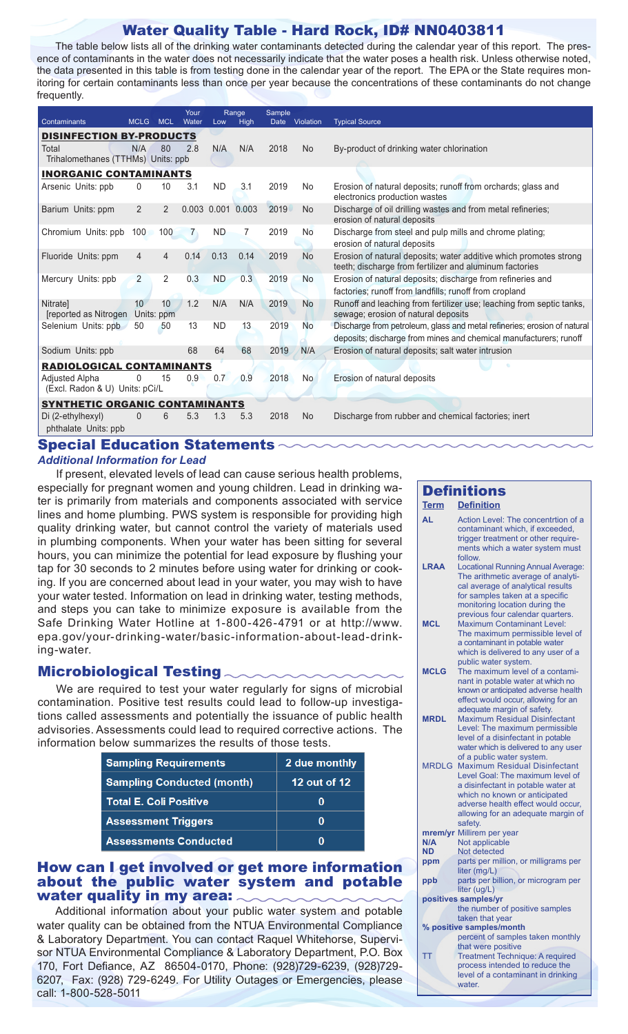# Water Quality Table - Hard Rock, ID# NN0403811

The table below lists all of the drinking water contaminants detected during the calendar year of this report. The presence of contaminants in the water does not necessarily indicate that the water poses a health risk. Unless otherwise noted, the data presented in this table is from testing done in the calendar year of the report. The EPA or the State requires monitoring for certain contaminants less than once per year because the concentrations of these contaminants do not change frequently.

| Contaminants | MCLG | MCL | Your Water | Range Low | Range High | Sample Date | Violation | Typical Source |
|---|---|---|---|---|---|---|---|---|
| **DISINFECTION BY-PRODUCTS** | | | | | | | | |
| Total Trihalomethanes (TTHMs) Units: ppb | N/A | 80 | 2.8 | N/A | N/A | 2018 | No | By-product of drinking water chlorination |
| **INORGANIC CONTAMINANTS** | | | | | | | | |
| Arsenic Units: ppb | 0 | 10 | 3.1 | ND | 3.1 | 2019 | No | Erosion of natural deposits; runoff from orchards; glass and electronics production wastes |
| Barium Units: ppm | 2 | 2 | 0.003 | 0.001 | 0.003 | 2019 | No | Discharge of oil drilling wastes and from metal refineries; erosion of natural deposits |
| Chromium Units: ppb | 100 | 100 | 7 | ND | 7 | 2019 | No | Discharge from steel and pulp mills and chrome plating; erosion of natural deposits |
| Fluoride Units: ppm | 4 | 4 | 0.14 | 0.13 | 0.14 | 2019 | No | Erosion of natural deposits; water additive which promotes strong teeth; discharge from fertilizer and aluminum factories |
| Mercury Units: ppb | 2 | 2 | 0.3 | ND | 0.3 | 2019 | No | Erosion of natural deposits; discharge from refineries and factories; runoff from landfills; runoff from cropland |
| Nitrate] [reported as Nitrogen Units: ppm | 10 | 10 | 1.2 | N/A | N/A | 2019 | No | Runoff and leaching from fertilizer use; leaching from septic tanks, sewage; erosion of natural deposits |
| Selenium Units: ppb | 50 | 50 | 13 | ND | 13 | 2019 | No | Discharge from petroleum, glass and metal refineries; erosion of natural deposits; discharge from mines and chemical manufacturers; runoff |
| Sodium Units: ppb | | | 68 | 64 | 68 | 2019 | N/A | Erosion of natural deposits; salt water intrusion |
| **RADIOLOGICAL CONTAMINANTS** | | | | | | | | |
| Adjusted Alpha (Excl. Radon & U) Units: pCi/L | 0 | 15 | 0.9 | 0.7 | 0.9 | 2018 | No | Erosion of natural deposits |
| **SYNTHETIC ORGANIC CONTAMINANTS** | | | | | | | | |
| Di (2-ethylhexyl) phthalate Units: ppb | 0 | 6 | 5.3 | 1.3 | 5.3 | 2018 | No | Discharge from rubber and chemical factories; inert |

## Special Education Statements

### *Additional Information for Lead*

If present, elevated levels of lead can cause serious health problems, especially for pregnant women and young children. Lead in drinking water is primarily from materials and components associated with service lines and home plumbing. PWS system is responsible for providing high quality drinking water, but cannot control the variety of materials used in plumbing components. When your water has been sitting for several hours, you can minimize the potential for lead exposure by flushing your tap for 30 seconds to 2 minutes before using water for drinking or cooking. If you are concerned about lead in your water, you may wish to have your water tested. Information on lead in drinking water, testing methods, and steps you can take to minimize exposure is available from the Safe Drinking Water Hotline at 1-800-426-4791 or at http://www.epa.gov/your-drinking-water/basic-information-about-lead-drinking-water.

## Microbiological Testing

We are required to test your water regularly for signs of microbial contamination. Positive test results could lead to follow-up investigations called assessments and potentially the issuance of public health advisories. Assessments could lead to required corrective actions. The information below summarizes the results of those tests.

| Sampling Requirements | 2 due monthly |
|---|---|
| Sampling Conducted (month) | 12 out of 12 |
| Total E. Coli Positive | 0 |
| Assessment Triggers | 0 |
| Assessments Conducted | 0 |

## How can I get involved or get more information about the public water system and potable water quality in my area:

Additional information about your public water system and potable water quality can be obtained from the NTUA Environmental Compliance & Laboratory Department. You can contact Raquel Whitehorse, Supervisor NTUA Environmental Compliance & Laboratory Department, P.O. Box 170, Fort Defiance, AZ 86504-0170, Phone: (928)729-6239, (928)729-6207, Fax: (928) 729-6249. For Utility Outages or Emergencies, please call: 1-800-528-5011

## Definitions

| Term | Definition |
|---|---|
| AL | Action Level: The concentrtion of a contaminant which, if exceeded, trigger treatment or other requirements which a water system must follow. |
| LRAA | Locational Running Annual Average: The arithmetic average of analytical results for samples taken at a specific monitoring location during the previous four calendar quarters. |
| MCL | Maximum Contaminant Level: The maximum permissible level of a contaminant in potable water which is delivered to any user of a public water system. |
| MCLG | The maximum level of a contaminant in potable water at which no known or anticipated adverse health effect would occur, allowing for an adequate margin of safety. |
| MRDL | Maximum Residual Disinfectant Level: The maximum permissible level of a disinfectant in potable water which is delivered to any user of a public water system. |
| MRDLG | Maximum Residual Disinfectant Level Goal: The maximum level of a disinfectant in potable water at which no known or anticipated adverse health effect would occur, allowing for an adequate margin of safety. |
| mrem/yr | Millirem per year |
| N/A | Not applicable |
| ND | Not detected |
| ppm | parts per million, or milligrams per liter (mg/L) |
| ppb | parts per billion, or microgram per liter (ug/L) |
| positives samples/yr | the number of positive samples taken that year |
| % positive samples/month | percent of samples taken monthly that were positive |
| TT | Treatment Technique: A required process intended to reduce the level of a contaminant in drinking water. |